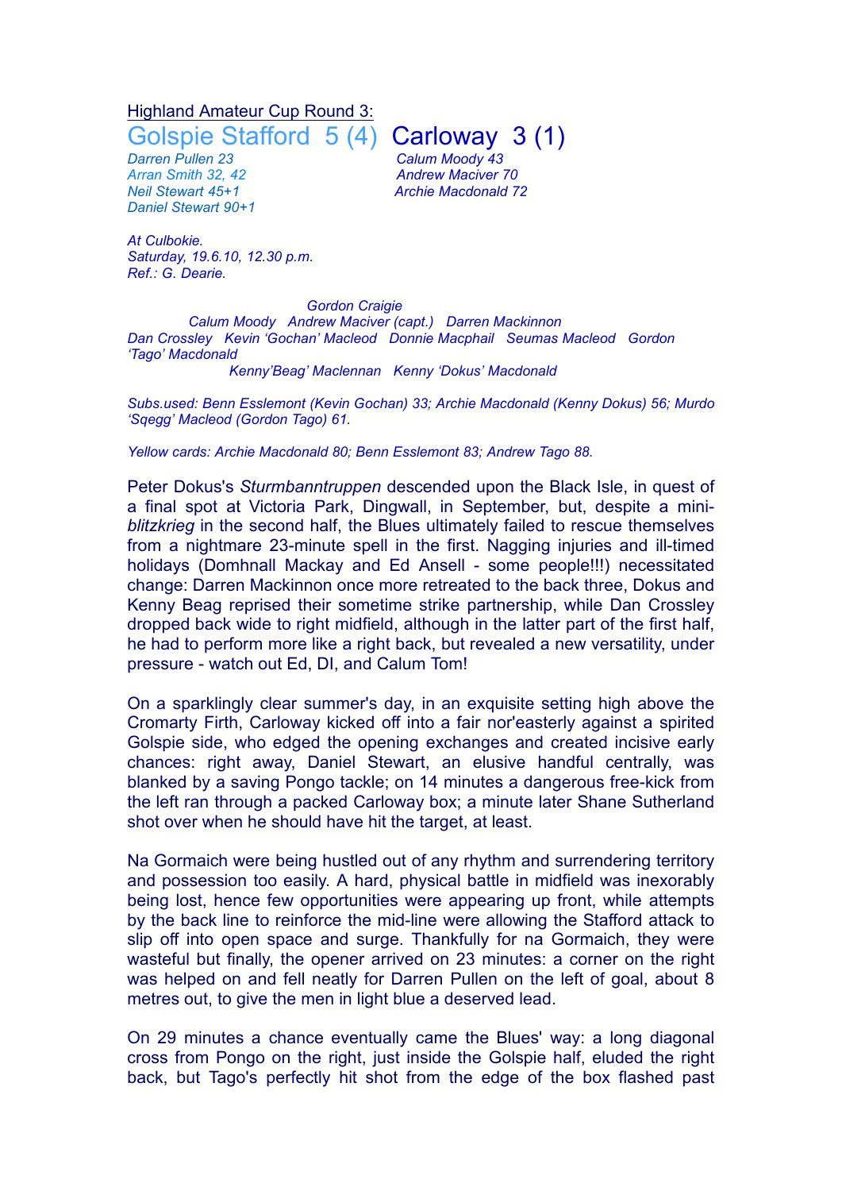Highland Amateur Cup Round 3:

## Golspie Stafford 5 (4) Carloway 3 (1)

*Darren Pullen 23*
*Arran Smith 32, 42*
*Neil Stewart 45+1*
*Daniel Stewart 90+1*

*Calum Moody 43*
*Andrew Maciver 70*
*Archie Macdonald 72*

*At Culbokie.*
*Saturday, 19.6.10, 12.30 p.m.*
*Ref.: G. Dearie.*

*Gordon Craigie*
*Calum Moody Andrew Maciver (capt.) Darren Mackinnon*
*Dan Crossley Kevin 'Gochan' Macleod Donnie Macphail Seumas Macleod Gordon 'Tago' Macdonald*
*Kenny'Beag' Maclennan Kenny 'Dokus' Macdonald*

*Subs.used: Benn Esslemont (Kevin Gochan) 33; Archie Macdonald (Kenny Dokus) 56; Murdo 'Sqegg' Macleod (Gordon Tago) 61.*

*Yellow cards: Archie Macdonald 80; Benn Esslemont 83; Andrew Tago 88.*

Peter Dokus's *Sturmbanntruppen* descended upon the Black Isle, in quest of a final spot at Victoria Park, Dingwall, in September, but, despite a mini-*blitzkrieg* in the second half, the Blues ultimately failed to rescue themselves from a nightmare 23-minute spell in the first. Nagging injuries and ill-timed holidays (Domhnall Mackay and Ed Ansell - some people!!!) necessitated change: Darren Mackinnon once more retreated to the back three, Dokus and Kenny Beag reprised their sometime strike partnership, while Dan Crossley dropped back wide to right midfield, although in the latter part of the first half, he had to perform more like a right back, but revealed a new versatility, under pressure - watch out Ed, DI, and Calum Tom!

On a sparklingly clear summer's day, in an exquisite setting high above the Cromarty Firth, Carloway kicked off into a fair nor'easterly against a spirited Golspie side, who edged the opening exchanges and created incisive early chances: right away, Daniel Stewart, an elusive handful centrally, was blanked by a saving Pongo tackle; on 14 minutes a dangerous free-kick from the left ran through a packed Carloway box; a minute later Shane Sutherland shot over when he should have hit the target, at least.

Na Gormaich were being hustled out of any rhythm and surrendering territory and possession too easily. A hard, physical battle in midfield was inexorably being lost, hence few opportunities were appearing up front, while attempts by the back line to reinforce the mid-line were allowing the Stafford attack to slip off into open space and surge. Thankfully for na Gormaich, they were wasteful but finally, the opener arrived on 23 minutes: a corner on the right was helped on and fell neatly for Darren Pullen on the left of goal, about 8 metres out, to give the men in light blue a deserved lead.

On 29 minutes a chance eventually came the Blues' way: a long diagonal cross from Pongo on the right, just inside the Golspie half, eluded the right back, but Tago's perfectly hit shot from the edge of the box flashed past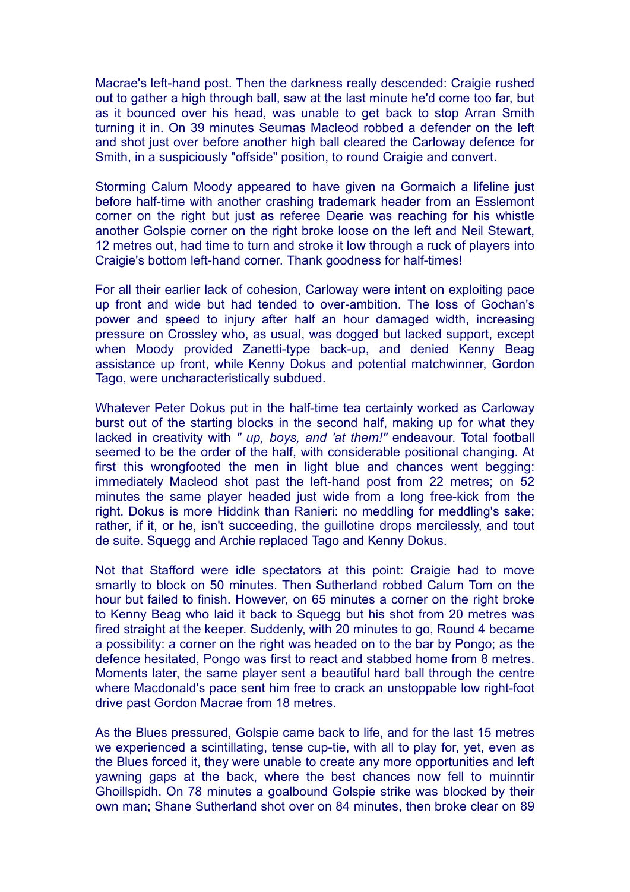Macrae's left-hand post. Then the darkness really descended: Craigie rushed out to gather a high through ball, saw at the last minute he'd come too far, but as it bounced over his head, was unable to get back to stop Arran Smith turning it in. On 39 minutes Seumas Macleod robbed a defender on the left and shot just over before another high ball cleared the Carloway defence for Smith, in a suspiciously "offside" position, to round Craigie and convert.

Storming Calum Moody appeared to have given na Gormaich a lifeline just before half-time with another crashing trademark header from an Esslemont corner on the right but just as referee Dearie was reaching for his whistle another Golspie corner on the right broke loose on the left and Neil Stewart, 12 metres out, had time to turn and stroke it low through a ruck of players into Craigie's bottom left-hand corner. Thank goodness for half-times!

For all their earlier lack of cohesion, Carloway were intent on exploiting pace up front and wide but had tended to over-ambition. The loss of Gochan's power and speed to injury after half an hour damaged width, increasing pressure on Crossley who, as usual, was dogged but lacked support, except when Moody provided Zanetti-type back-up, and denied Kenny Beag assistance up front, while Kenny Dokus and potential matchwinner, Gordon Tago, were uncharacteristically subdued.

Whatever Peter Dokus put in the half-time tea certainly worked as Carloway burst out of the starting blocks in the second half, making up for what they lacked in creativity with *" up, boys, and 'at them!"* endeavour. Total football seemed to be the order of the half, with considerable positional changing. At first this wrongfooted the men in light blue and chances went begging: immediately Macleod shot past the left-hand post from 22 metres; on 52 minutes the same player headed just wide from a long free-kick from the right. Dokus is more Hiddink than Ranieri: no meddling for meddling's sake; rather, if it, or he, isn't succeeding, the guillotine drops mercilessly, and tout de suite. Squegg and Archie replaced Tago and Kenny Dokus.

Not that Stafford were idle spectators at this point: Craigie had to move smartly to block on 50 minutes. Then Sutherland robbed Calum Tom on the hour but failed to finish. However, on 65 minutes a corner on the right broke to Kenny Beag who laid it back to Squegg but his shot from 20 metres was fired straight at the keeper. Suddenly, with 20 minutes to go, Round 4 became a possibility: a corner on the right was headed on to the bar by Pongo; as the defence hesitated, Pongo was first to react and stabbed home from 8 metres. Moments later, the same player sent a beautiful hard ball through the centre where Macdonald's pace sent him free to crack an unstoppable low right-foot drive past Gordon Macrae from 18 metres.

As the Blues pressured, Golspie came back to life, and for the last 15 metres we experienced a scintillating, tense cup-tie, with all to play for, yet, even as the Blues forced it, they were unable to create any more opportunities and left yawning gaps at the back, where the best chances now fell to muinntir Ghoillspidh. On 78 minutes a goalbound Golspie strike was blocked by their own man; Shane Sutherland shot over on 84 minutes, then broke clear on 89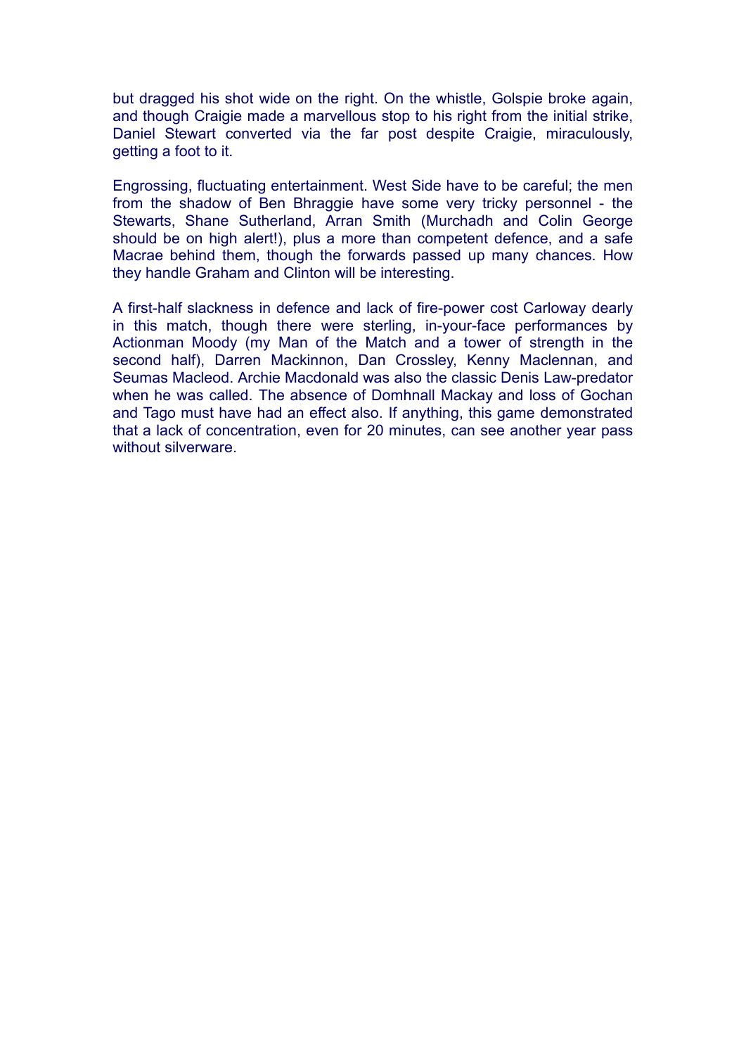but dragged his shot wide on the right. On the whistle, Golspie broke again, and though Craigie made a marvellous stop to his right from the initial strike, Daniel Stewart converted via the far post despite Craigie, miraculously, getting a foot to it.

Engrossing, fluctuating entertainment. West Side have to be careful; the men from the shadow of Ben Bhraggie have some very tricky personnel - the Stewarts, Shane Sutherland, Arran Smith (Murchadh and Colin George should be on high alert!), plus a more than competent defence, and a safe Macrae behind them, though the forwards passed up many chances. How they handle Graham and Clinton will be interesting.

A first-half slackness in defence and lack of fire-power cost Carloway dearly in this match, though there were sterling, in-your-face performances by Actionman Moody (my Man of the Match and a tower of strength in the second half), Darren Mackinnon, Dan Crossley, Kenny Maclennan, and Seumas Macleod. Archie Macdonald was also the classic Denis Law-predator when he was called. The absence of Domhnall Mackay and loss of Gochan and Tago must have had an effect also. If anything, this game demonstrated that a lack of concentration, even for 20 minutes, can see another year pass without silverware.